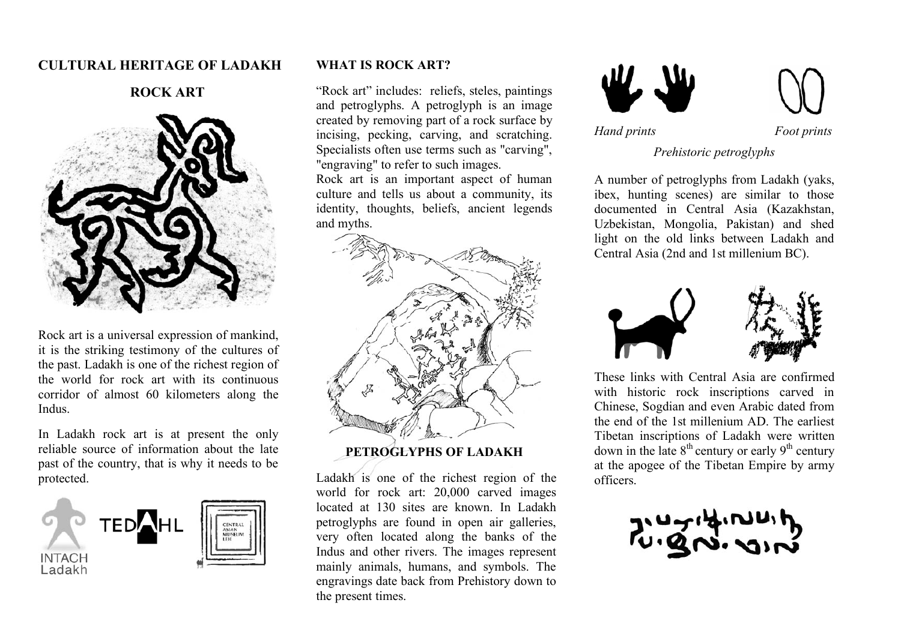# CULTURAL HERITAGE OF LADAKH

## ROCK ART

Rock art is a universal expression of mankind, it is the striking testimony of the cultures of the past. Ladakh is one of the richest region of the world for rock art with its continuous corridor of almost 60 kilometers along the Indus.

In Ladakh rock art is at present the only reliable source of information about the late past of the country, that is why it needs to be protected.

INTACH Ladakh TEDAHL CENTRAL ASIAN MUSEUM LEH

## WHAT IS ROCK ART?

"Rock art" includes: reliefs, steles, paintings and petroglyphs. A petroglyph is an image created by removing part of a rock surface by incising, pecking, carving, and scratching. Specialists often use terms such as "carving", "engraving" to refer to such images.

Rock art is an important aspect of human culture and tells us about a community, its identity, thoughts, beliefs, ancient legends and myths.

## PETROGLYPHS OF LADAKH

Ladakh is one of the richest region of the world for rock art: 20,000 carved images located at 130 sites are known. In Ladakh petroglyphs are found in open air galleries, very often located along the banks of the Indus and other rivers. The images represent mainly animals, humans, and symbols. The engravings date back from Prehistory down to the present times.

*Hand prints* *Foot prints*

*Prehistoric petroglyphs*

A number of petroglyphs from Ladakh (yaks, ibex, hunting scenes) are similar to those documented in Central Asia (Kazakhstan, Uzbekistan, Mongolia, Pakistan) and shed light on the old links between Ladakh and Central Asia (2nd and 1st millenium BC).

These links with Central Asia are confirmed with historic rock inscriptions carved in Chinese, Sogdian and even Arabic dated from the end of the 1st millenium AD. The earliest Tibetan inscriptions of Ladakh were written down in the late 8th century or early 9th century at the apogee of the Tibetan Empire by army officers.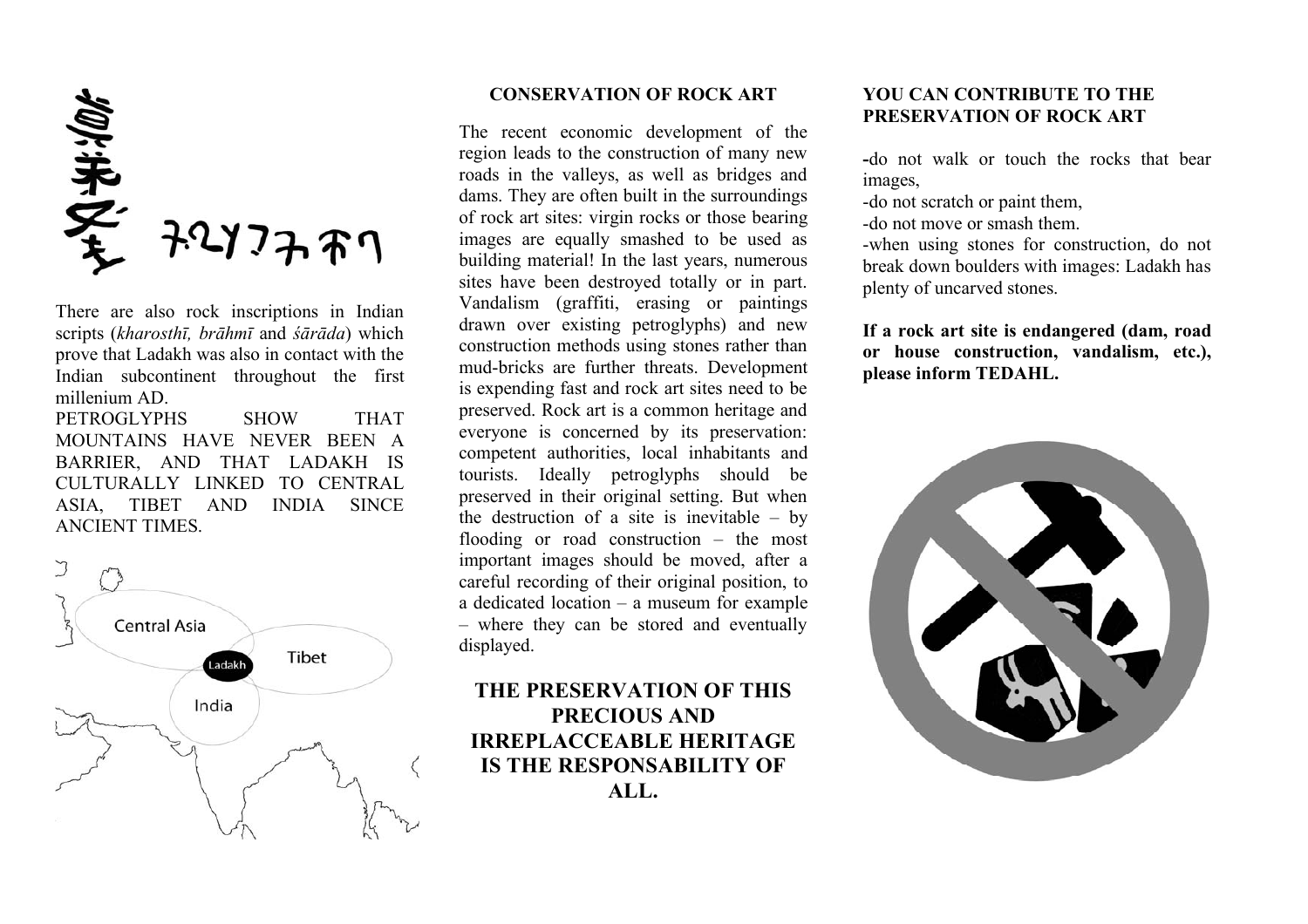There are also rock inscriptions in Indian scripts (*kharosthī, brāhmī* and *śārāda*) which prove that Ladakh was also in contact with the Indian subcontinent throughout the first millenium AD.

PETROGLYPHS SHOW THAT MOUNTAINS HAVE NEVER BEEN A BARRIER, AND THAT LADAKH IS CULTURALLY LINKED TO CENTRAL ASIA, TIBET AND INDIA SINCE ANCIENT TIMES.

Central Asia

Ladakh

Tibet

India

### CONSERVATION OF ROCK ART

The recent economic development of the region leads to the construction of many new roads in the valleys, as well as bridges and dams. They are often built in the surroundings of rock art sites: virgin rocks or those bearing images are equally smashed to be used as building material! In the last years, numerous sites have been destroyed totally or in part. Vandalism (graffiti, erasing or paintings drawn over existing petroglyphs) and new construction methods using stones rather than mud-bricks are further threats. Development is expending fast and rock art sites need to be preserved. Rock art is a common heritage and everyone is concerned by its preservation: competent authorities, local inhabitants and tourists. Ideally petroglyphs should be preserved in their original setting. But when the destruction of a site is inevitable – by flooding or road construction – the most important images should be moved, after a careful recording of their original position, to a dedicated location – a museum for example – where they can be stored and eventually displayed.

## THE PRESERVATION OF THIS PRECIOUS AND IRREPLACCEABLE HERITAGE IS THE RESPONSABILITY OF ALL.

### YOU CAN CONTRIBUTE TO THE PRESERVATION OF ROCK ART

-do not walk or touch the rocks that bear images,

-do not scratch or paint them,

-do not move or smash them.

-when using stones for construction, do not break down boulders with images: Ladakh has plenty of uncarved stones.

**If a rock art site is endangered (dam, road or house construction, vandalism, etc.), please inform TEDAHL.**